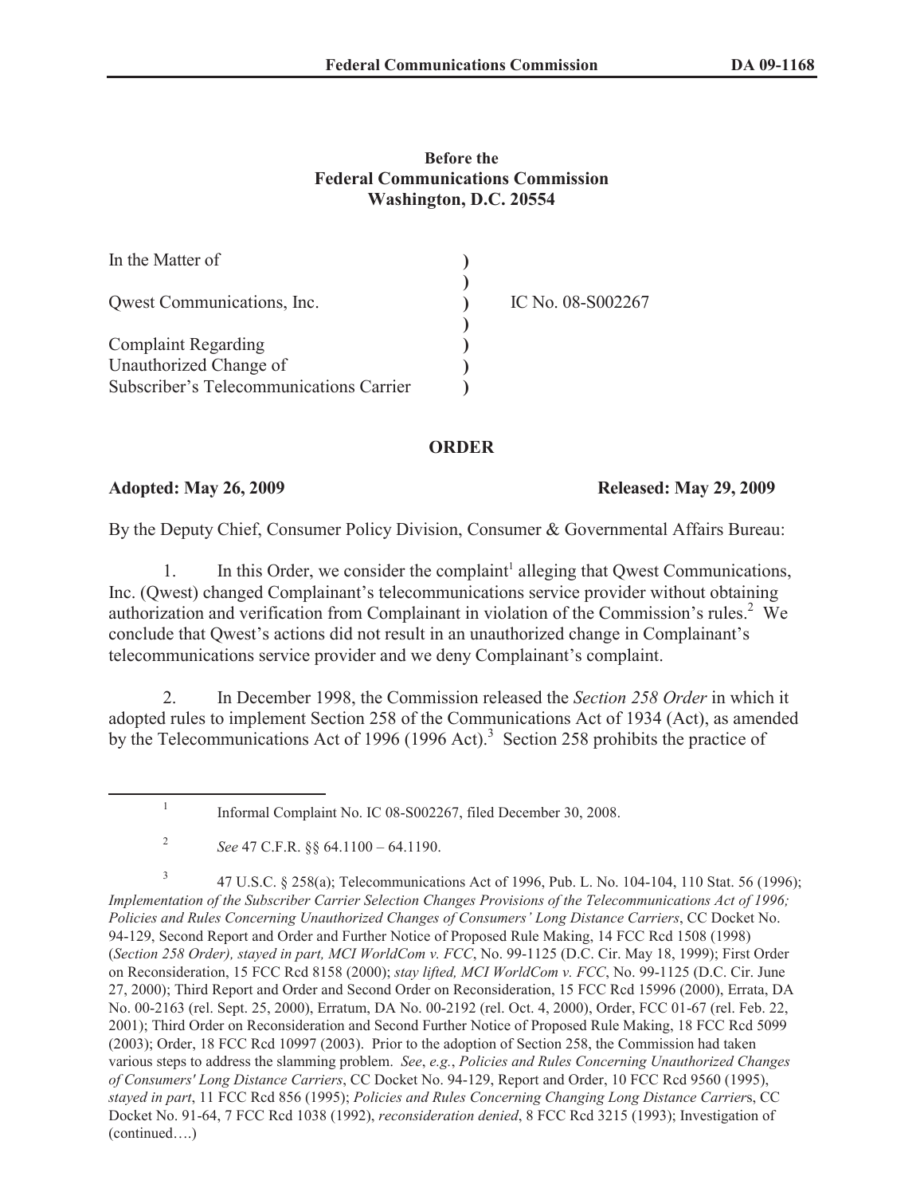**Before the**
**Federal Communications Commission**
**Washington, D.C. 20554**

| | | |
|---|---|---|
| In the Matter of | ) | |
| | ) | |
| Qwest Communications, Inc. | ) | IC No. 08-S002267 |
| | ) | |
| Complaint Regarding | ) | |
| Unauthorized Change of | ) | |
| Subscriber's Telecommunications Carrier | ) | |

## ORDER

**Adopted: May 26, 2009** **Released: May 29, 2009**

By the Deputy Chief, Consumer Policy Division, Consumer & Governmental Affairs Bureau:

1. In this Order, we consider the complaint[1] alleging that Qwest Communications, Inc. (Qwest) changed Complainant's telecommunications service provider without obtaining authorization and verification from Complainant in violation of the Commission's rules.[2] We conclude that Qwest's actions did not result in an unauthorized change in Complainant's telecommunications service provider and we deny Complainant's complaint.

2. In December 1998, the Commission released the *Section 258 Order* in which it adopted rules to implement Section 258 of the Communications Act of 1934 (Act), as amended by the Telecommunications Act of 1996 (1996 Act).[3] Section 258 prohibits the practice of

---

[1] Informal Complaint No. IC 08-S002267, filed December 30, 2008.

[2] *See* 47 C.F.R. §§ 64.1100 – 64.1190.

[3] 47 U.S.C. § 258(a); Telecommunications Act of 1996, Pub. L. No. 104-104, 110 Stat. 56 (1996); *Implementation of the Subscriber Carrier Selection Changes Provisions of the Telecommunications Act of 1996; Policies and Rules Concerning Unauthorized Changes of Consumers' Long Distance Carriers*, CC Docket No. 94-129, Second Report and Order and Further Notice of Proposed Rule Making, 14 FCC Rcd 1508 (1998) (*Section 258 Order), stayed in part, MCI WorldCom v. FCC*, No. 99-1125 (D.C. Cir. May 18, 1999); First Order on Reconsideration, 15 FCC Rcd 8158 (2000); *stay lifted, MCI WorldCom v. FCC*, No. 99-1125 (D.C. Cir. June 27, 2000); Third Report and Order and Second Order on Reconsideration, 15 FCC Rcd 15996 (2000), Errata, DA No. 00-2163 (rel. Sept. 25, 2000), Erratum, DA No. 00-2192 (rel. Oct. 4, 2000), Order, FCC 01-67 (rel. Feb. 22, 2001); Third Order on Reconsideration and Second Further Notice of Proposed Rule Making, 18 FCC Rcd 5099 (2003); Order, 18 FCC Rcd 10997 (2003). Prior to the adoption of Section 258, the Commission had taken various steps to address the slamming problem. *See*, *e.g.*, *Policies and Rules Concerning Unauthorized Changes of Consumers' Long Distance Carriers*, CC Docket No. 94-129, Report and Order, 10 FCC Rcd 9560 (1995), *stayed in part*, 11 FCC Rcd 856 (1995); *Policies and Rules Concerning Changing Long Distance Carrier*s, CC Docket No. 91-64, 7 FCC Rcd 1038 (1992), *reconsideration denied*, 8 FCC Rcd 3215 (1993); Investigation of (continued….)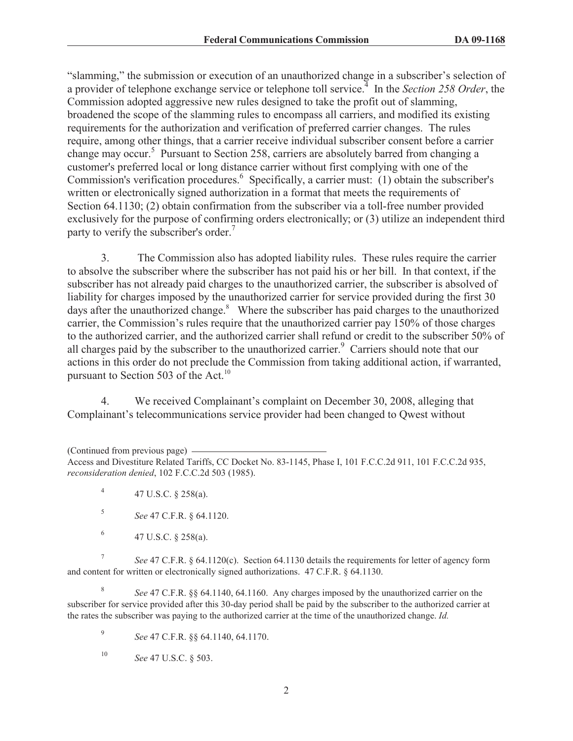"slamming," the submission or execution of an unauthorized change in a subscriber's selection of a provider of telephone exchange service or telephone toll service.[4] In the *Section 258 Order*, the Commission adopted aggressive new rules designed to take the profit out of slamming, broadened the scope of the slamming rules to encompass all carriers, and modified its existing requirements for the authorization and verification of preferred carrier changes. The rules require, among other things, that a carrier receive individual subscriber consent before a carrier change may occur.[5] Pursuant to Section 258, carriers are absolutely barred from changing a customer's preferred local or long distance carrier without first complying with one of the Commission's verification procedures.[6] Specifically, a carrier must: (1) obtain the subscriber's written or electronically signed authorization in a format that meets the requirements of Section 64.1130; (2) obtain confirmation from the subscriber via a toll-free number provided exclusively for the purpose of confirming orders electronically; or (3) utilize an independent third party to verify the subscriber's order.[7]

3. The Commission also has adopted liability rules. These rules require the carrier to absolve the subscriber where the subscriber has not paid his or her bill. In that context, if the subscriber has not already paid charges to the unauthorized carrier, the subscriber is absolved of liability for charges imposed by the unauthorized carrier for service provided during the first 30 days after the unauthorized change.[8] Where the subscriber has paid charges to the unauthorized carrier, the Commission's rules require that the unauthorized carrier pay 150% of those charges to the authorized carrier, and the authorized carrier shall refund or credit to the subscriber 50% of all charges paid by the subscriber to the unauthorized carrier.[9] Carriers should note that our actions in this order do not preclude the Commission from taking additional action, if warranted, pursuant to Section 503 of the Act.[10]

4. We received Complainant's complaint on December 30, 2008, alleging that Complainant's telecommunications service provider had been changed to Qwest without

---

(Continued from previous page)
Access and Divestiture Related Tariffs, CC Docket No. 83-1145, Phase I, 101 F.C.C.2d 911, 101 F.C.C.2d 935, *reconsideration denied*, 102 F.C.C.2d 503 (1985).

[4] 47 U.S.C. § 258(a).

[5] *See* 47 C.F.R. § 64.1120.

[6] 47 U.S.C. § 258(a).

[7] *See* 47 C.F.R. § 64.1120(c). Section 64.1130 details the requirements for letter of agency form and content for written or electronically signed authorizations. 47 C.F.R. § 64.1130.

[8] *See* 47 C.F.R. §§ 64.1140, 64.1160. Any charges imposed by the unauthorized carrier on the subscriber for service provided after this 30-day period shall be paid by the subscriber to the authorized carrier at the rates the subscriber was paying to the authorized carrier at the time of the unauthorized change. *Id.*

[9] *See* 47 C.F.R. §§ 64.1140, 64.1170.

[10] *See* 47 U.S.C. § 503.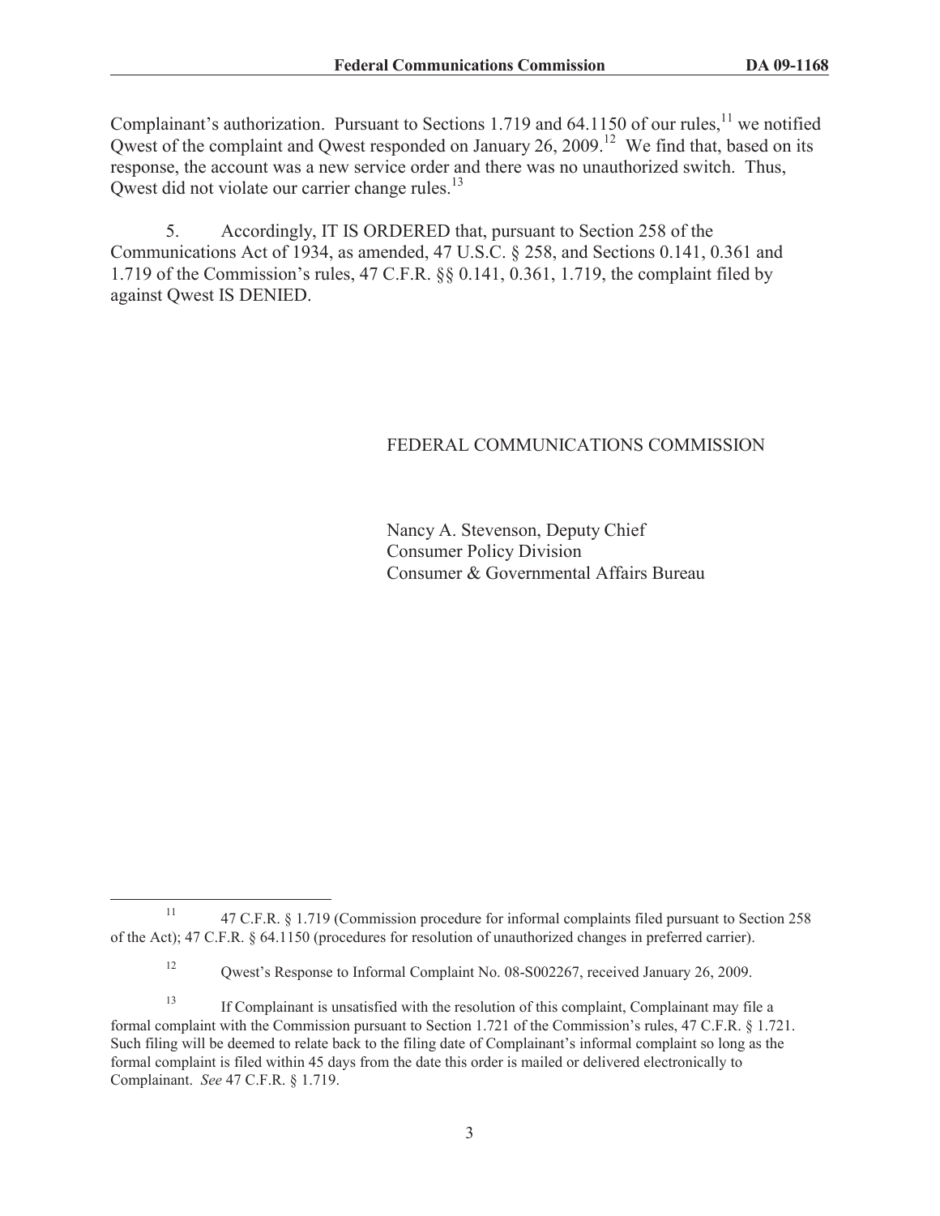Complainant's authorization. Pursuant to Sections 1.719 and 64.1150 of our rules,[11] we notified Qwest of the complaint and Qwest responded on January 26, 2009.[12] We find that, based on its response, the account was a new service order and there was no unauthorized switch. Thus, Qwest did not violate our carrier change rules.[13]

5. Accordingly, IT IS ORDERED that, pursuant to Section 258 of the Communications Act of 1934, as amended, 47 U.S.C. § 258, and Sections 0.141, 0.361 and 1.719 of the Commission's rules, 47 C.F.R. §§ 0.141, 0.361, 1.719, the complaint filed by against Qwest IS DENIED.

FEDERAL COMMUNICATIONS COMMISSION

Nancy A. Stevenson, Deputy Chief
Consumer Policy Division
Consumer & Governmental Affairs Bureau

---

[11] 47 C.F.R. § 1.719 (Commission procedure for informal complaints filed pursuant to Section 258 of the Act); 47 C.F.R. § 64.1150 (procedures for resolution of unauthorized changes in preferred carrier).

[12] Qwest's Response to Informal Complaint No. 08-S002267, received January 26, 2009.

[13] If Complainant is unsatisfied with the resolution of this complaint, Complainant may file a formal complaint with the Commission pursuant to Section 1.721 of the Commission's rules, 47 C.F.R. § 1.721. Such filing will be deemed to relate back to the filing date of Complainant's informal complaint so long as the formal complaint is filed within 45 days from the date this order is mailed or delivered electronically to Complainant. *See* 47 C.F.R. § 1.719.